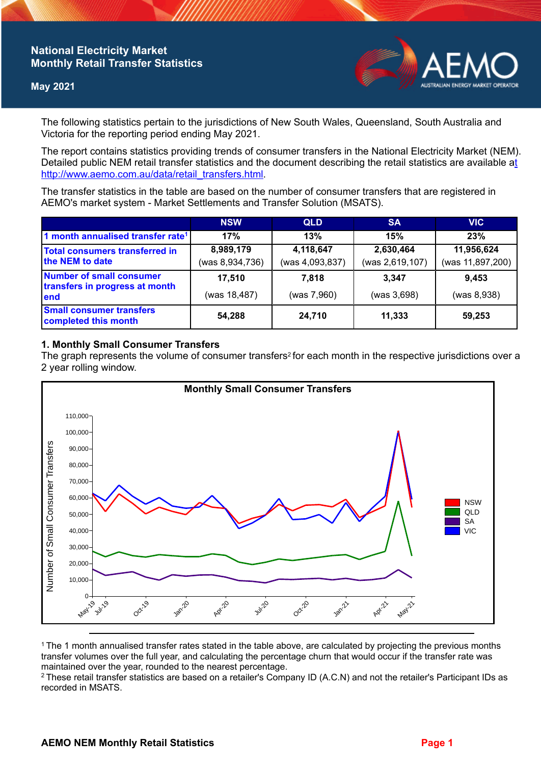# National Electricity Market Monthly Retail Transfer Statistics

**May 2021**

The following statistics pertain to the jurisdictions of New South Wales, Queensland, South Australia and Victoria for the reporting period ending May 2021.

The report contains statistics providing trends of consumer transfers in the National Electricity Market (NEM). Detailed public NEM retail transfer statistics and the document describing the retail statistics are available at http://www.aemo.com.au/data/retail_transfers.html.

The transfer statistics in the table are based on the number of consumer transfers that are registered in AEMO's market system - Market Settlements and Transfer Solution (MSATS).

| | NSW | QLD | SA | VIC |
|---|---|---|---|---|
| 1 month annualised transfer rate[1] | 17% | 13% | 15% | 23% |
| Total consumers transferred in the NEM to date | 8,989,179 (was 8,934,736) | 4,118,647 (was 4,093,837) | 2,630,464 (was 2,619,107) | 11,956,624 (was 11,897,200) |
| Number of small consumer transfers in progress at month end | 17,510 (was 18,487) | 7,818 (was 7,960) | 3,347 (was 3,698) | 9,453 (was 8,938) |
| Small consumer transfers completed this month | 54,288 | 24,710 | 11,333 | 59,253 |

## 1. Monthly Small Consumer Transfers

The graph represents the volume of consumer transfers[2] for each month in the respective jurisdictions over a 2 year rolling window.

[1] The 1 month annualised transfer rates stated in the table above, are calculated by projecting the previous months transfer volumes over the full year, and calculating the percentage churn that would occur if the transfer rate was maintained over the year, rounded to the nearest percentage.

[2] These retail transfer statistics are based on a retailer's Company ID (A.C.N) and not the retailer's Participant IDs as recorded in MSATS.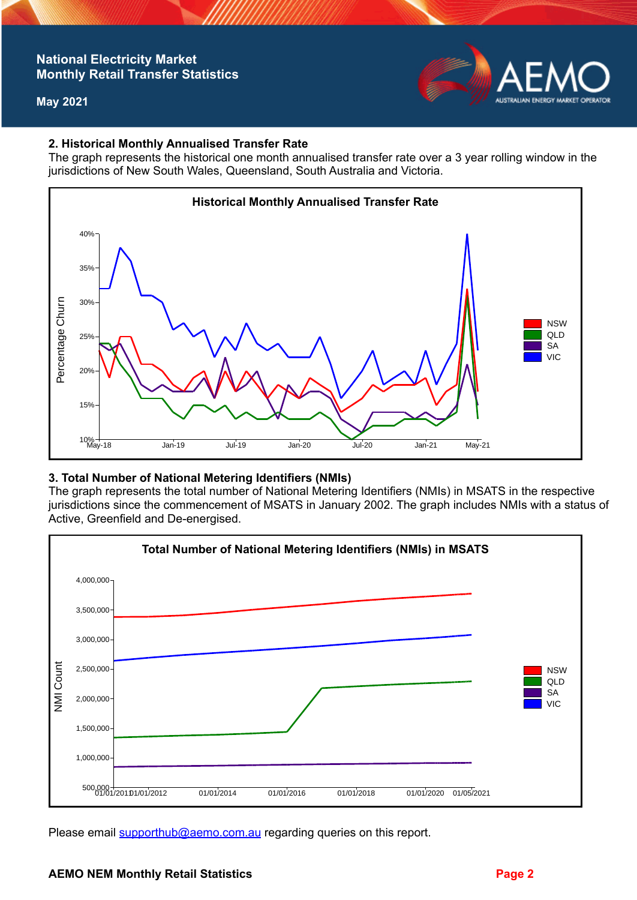National Electricity Market
Monthly Retail Transfer Statistics

May 2021

## 2. Historical Monthly Annualised Transfer Rate

The graph represents the historical one month annualised transfer rate over a 3 year rolling window in the jurisdictions of New South Wales, Queensland, South Australia and Victoria.

Historical Monthly Annualised Transfer Rate

Percentage Churn

40%
35%
30%
25%
20%
15%
10%

May-18
Jan-19
Jul-19
Jan-20
Jul-20
Jan-21
May-21

NSW
QLD
SA
VIC

## 3. Total Number of National Metering Identifiers (NMIs)

The graph represents the total number of National Metering Identifiers (NMIs) in MSATS in the respective jurisdictions since the commencement of MSATS in January 2002. The graph includes NMIs with a status of Active, Greenfield and De-energised.

Total Number of National Metering Identifiers (NMIs) in MSATS

NMI Count

4,000,000
3,500,000
3,000,000
2,500,000
2,000,000
1,500,000
1,000,000
500,000

01/01/2011
01/01/2012
01/01/2014
01/01/2016
01/01/2018
01/01/2020
01/05/2021

NSW
QLD
SA
VIC

Please email supporthub@aemo.com.au regarding queries on this report.